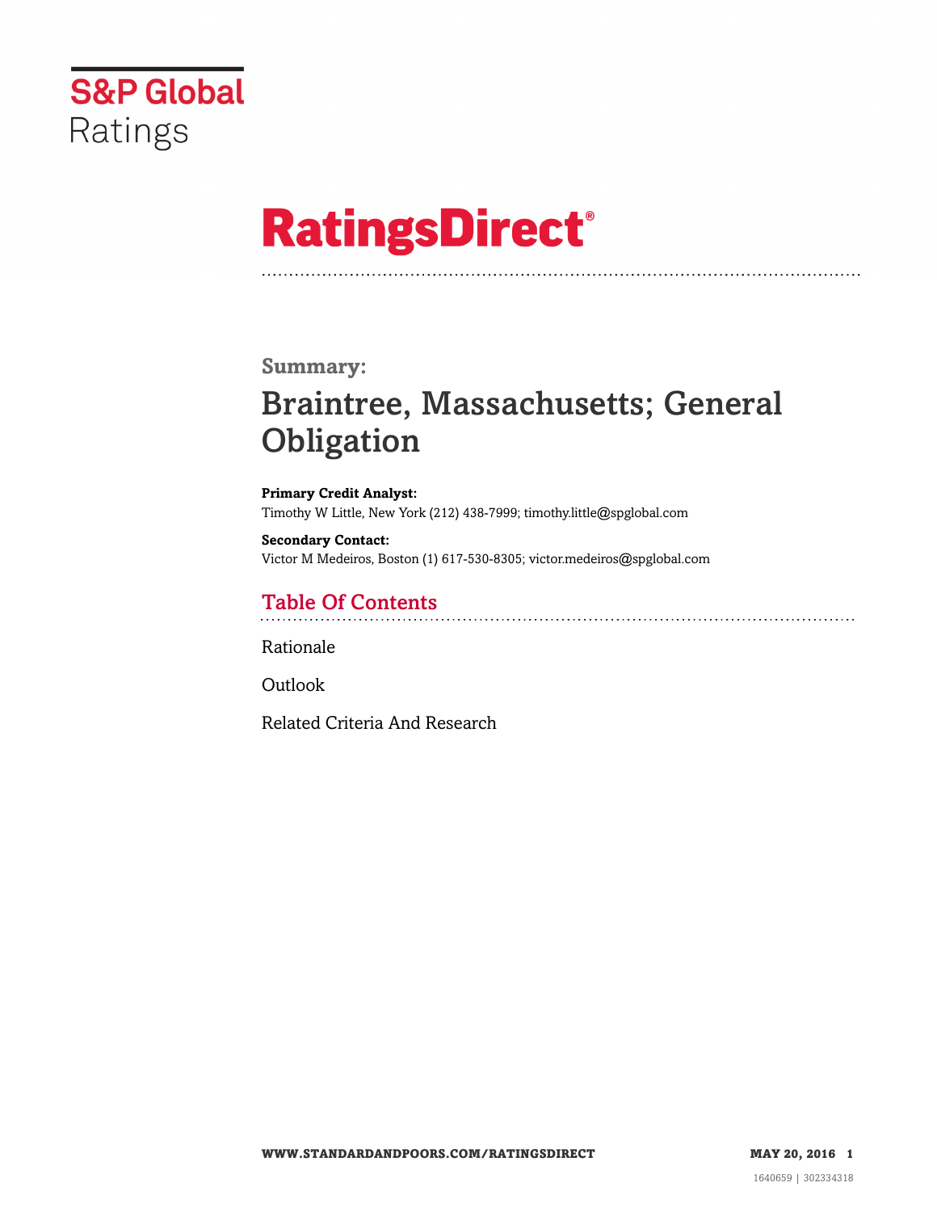S&P Global Ratings

# RatingsDirect®

## Summary:

# Braintree, Massachusetts; General Obligation

**Primary Credit Analyst:**
Timothy W Little, New York (212) 438-7999; timothy.little@spglobal.com

**Secondary Contact:**
Victor M Medeiros, Boston (1) 617-530-8305; victor.medeiros@spglobal.com

## Table Of Contents

Rationale

Outlook

Related Criteria And Research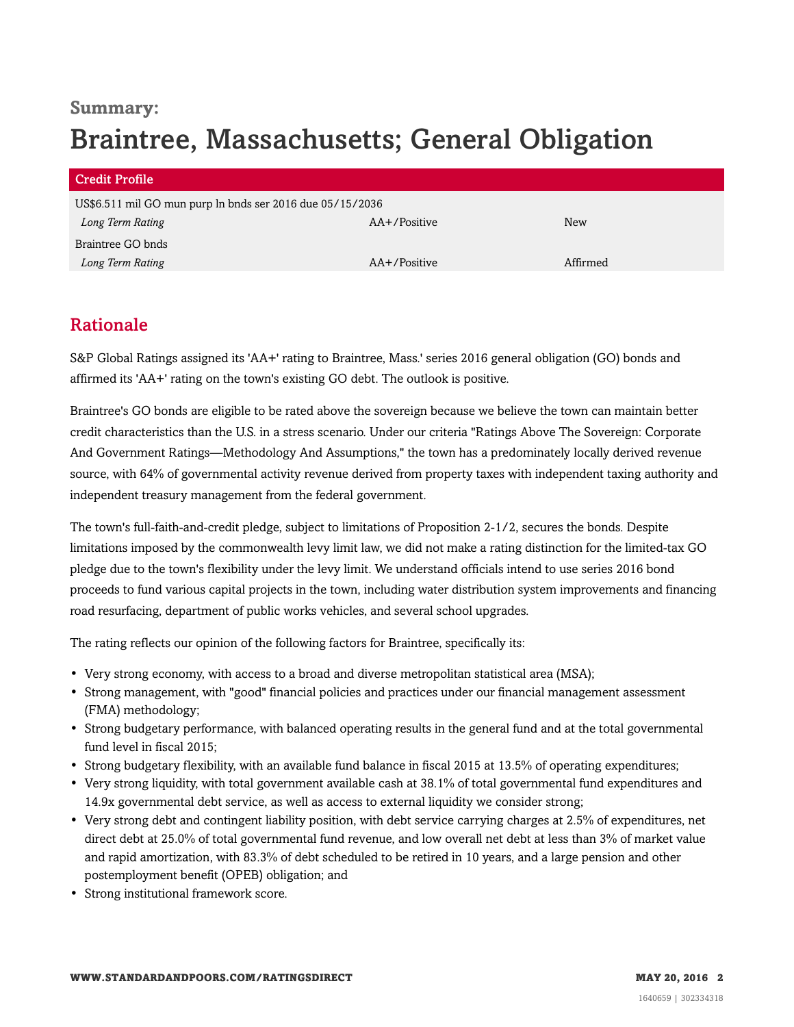**Summary:**

# Braintree, Massachusetts; General Obligation

| Credit Profile | | |
|---|---|---|
| US$6.511 mil GO mun purp ln bnds ser 2016 due 05/15/2036 | | |
| *Long Term Rating* | AA+/Positive | New |
| Braintree GO bnds | | |
| *Long Term Rating* | AA+/Positive | Affirmed |

## Rationale

S&P Global Ratings assigned its 'AA+' rating to Braintree, Mass.' series 2016 general obligation (GO) bonds and affirmed its 'AA+' rating on the town's existing GO debt. The outlook is positive.

Braintree's GO bonds are eligible to be rated above the sovereign because we believe the town can maintain better credit characteristics than the U.S. in a stress scenario. Under our criteria "Ratings Above The Sovereign: Corporate And Government Ratings—Methodology And Assumptions," the town has a predominately locally derived revenue source, with 64% of governmental activity revenue derived from property taxes with independent taxing authority and independent treasury management from the federal government.

The town's full-faith-and-credit pledge, subject to limitations of Proposition 2-1/2, secures the bonds. Despite limitations imposed by the commonwealth levy limit law, we did not make a rating distinction for the limited-tax GO pledge due to the town's flexibility under the levy limit. We understand officials intend to use series 2016 bond proceeds to fund various capital projects in the town, including water distribution system improvements and financing road resurfacing, department of public works vehicles, and several school upgrades.

The rating reflects our opinion of the following factors for Braintree, specifically its:

- Very strong economy, with access to a broad and diverse metropolitan statistical area (MSA);
- Strong management, with "good" financial policies and practices under our financial management assessment (FMA) methodology;
- Strong budgetary performance, with balanced operating results in the general fund and at the total governmental fund level in fiscal 2015;
- Strong budgetary flexibility, with an available fund balance in fiscal 2015 at 13.5% of operating expenditures;
- Very strong liquidity, with total government available cash at 38.1% of total governmental fund expenditures and 14.9x governmental debt service, as well as access to external liquidity we consider strong;
- Very strong debt and contingent liability position, with debt service carrying charges at 2.5% of expenditures, net direct debt at 25.0% of total governmental fund revenue, and low overall net debt at less than 3% of market value and rapid amortization, with 83.3% of debt scheduled to be retired in 10 years, and a large pension and other postemployment benefit (OPEB) obligation; and
- Strong institutional framework score.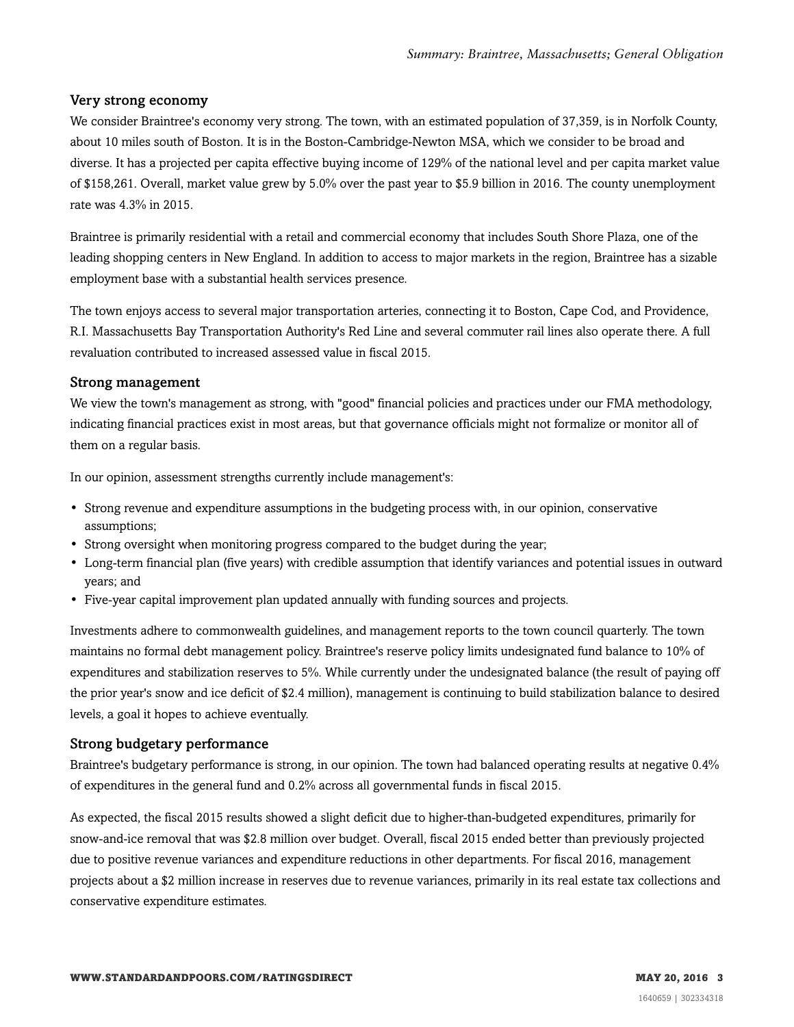### Very strong economy

We consider Braintree's economy very strong. The town, with an estimated population of 37,359, is in Norfolk County, about 10 miles south of Boston. It is in the Boston-Cambridge-Newton MSA, which we consider to be broad and diverse. It has a projected per capita effective buying income of 129% of the national level and per capita market value of $158,261. Overall, market value grew by 5.0% over the past year to $5.9 billion in 2016. The county unemployment rate was 4.3% in 2015.

Braintree is primarily residential with a retail and commercial economy that includes South Shore Plaza, one of the leading shopping centers in New England. In addition to access to major markets in the region, Braintree has a sizable employment base with a substantial health services presence.

The town enjoys access to several major transportation arteries, connecting it to Boston, Cape Cod, and Providence, R.I. Massachusetts Bay Transportation Authority's Red Line and several commuter rail lines also operate there. A full revaluation contributed to increased assessed value in fiscal 2015.

### Strong management

We view the town's management as strong, with "good" financial policies and practices under our FMA methodology, indicating financial practices exist in most areas, but that governance officials might not formalize or monitor all of them on a regular basis.

In our opinion, assessment strengths currently include management's:

- Strong revenue and expenditure assumptions in the budgeting process with, in our opinion, conservative assumptions;
- Strong oversight when monitoring progress compared to the budget during the year;
- Long-term financial plan (five years) with credible assumption that identify variances and potential issues in outward years; and
- Five-year capital improvement plan updated annually with funding sources and projects.

Investments adhere to commonwealth guidelines, and management reports to the town council quarterly. The town maintains no formal debt management policy. Braintree's reserve policy limits undesignated fund balance to 10% of expenditures and stabilization reserves to 5%. While currently under the undesignated balance (the result of paying off the prior year's snow and ice deficit of $2.4 million), management is continuing to build stabilization balance to desired levels, a goal it hopes to achieve eventually.

### Strong budgetary performance

Braintree's budgetary performance is strong, in our opinion. The town had balanced operating results at negative 0.4% of expenditures in the general fund and 0.2% across all governmental funds in fiscal 2015.

As expected, the fiscal 2015 results showed a slight deficit due to higher-than-budgeted expenditures, primarily for snow-and-ice removal that was $2.8 million over budget. Overall, fiscal 2015 ended better than previously projected due to positive revenue variances and expenditure reductions in other departments. For fiscal 2016, management projects about a $2 million increase in reserves due to revenue variances, primarily in its real estate tax collections and conservative expenditure estimates.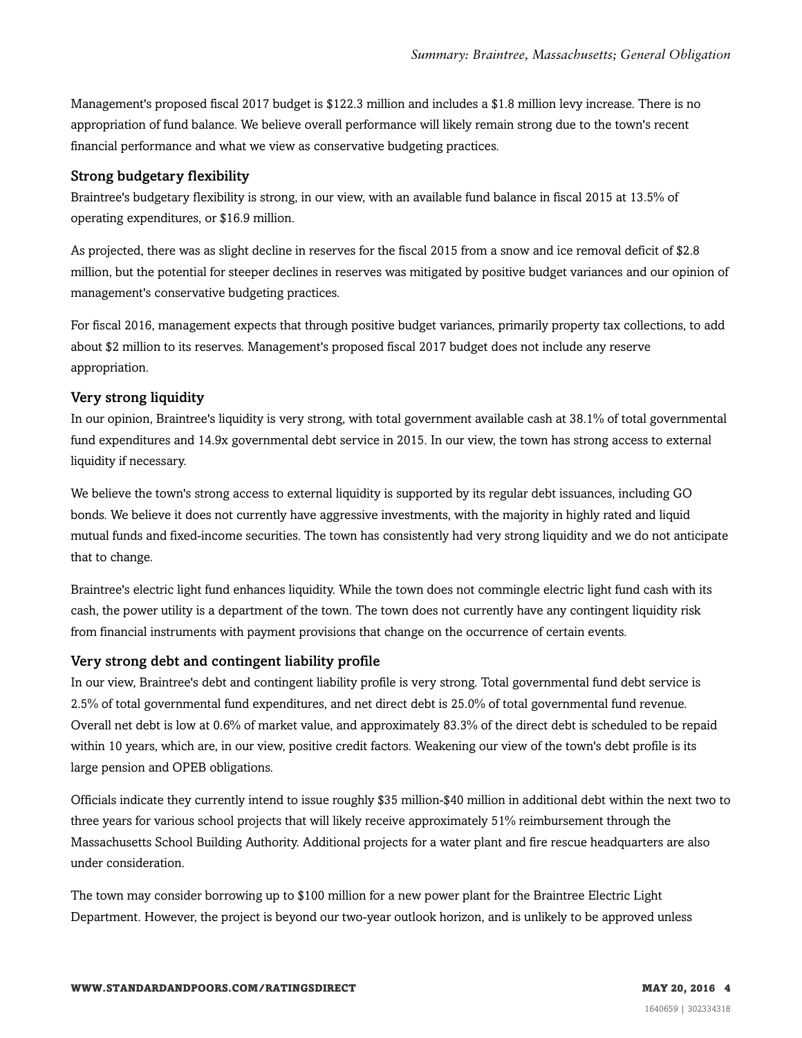Management's proposed fiscal 2017 budget is $122.3 million and includes a $1.8 million levy increase. There is no appropriation of fund balance. We believe overall performance will likely remain strong due to the town's recent financial performance and what we view as conservative budgeting practices.

### Strong budgetary flexibility

Braintree's budgetary flexibility is strong, in our view, with an available fund balance in fiscal 2015 at 13.5% of operating expenditures, or $16.9 million.

As projected, there was as slight decline in reserves for the fiscal 2015 from a snow and ice removal deficit of $2.8 million, but the potential for steeper declines in reserves was mitigated by positive budget variances and our opinion of management's conservative budgeting practices.

For fiscal 2016, management expects that through positive budget variances, primarily property tax collections, to add about $2 million to its reserves. Management's proposed fiscal 2017 budget does not include any reserve appropriation.

### Very strong liquidity

In our opinion, Braintree's liquidity is very strong, with total government available cash at 38.1% of total governmental fund expenditures and 14.9x governmental debt service in 2015. In our view, the town has strong access to external liquidity if necessary.

We believe the town's strong access to external liquidity is supported by its regular debt issuances, including GO bonds. We believe it does not currently have aggressive investments, with the majority in highly rated and liquid mutual funds and fixed-income securities. The town has consistently had very strong liquidity and we do not anticipate that to change.

Braintree's electric light fund enhances liquidity. While the town does not commingle electric light fund cash with its cash, the power utility is a department of the town. The town does not currently have any contingent liquidity risk from financial instruments with payment provisions that change on the occurrence of certain events.

### Very strong debt and contingent liability profile

In our view, Braintree's debt and contingent liability profile is very strong. Total governmental fund debt service is 2.5% of total governmental fund expenditures, and net direct debt is 25.0% of total governmental fund revenue. Overall net debt is low at 0.6% of market value, and approximately 83.3% of the direct debt is scheduled to be repaid within 10 years, which are, in our view, positive credit factors. Weakening our view of the town's debt profile is its large pension and OPEB obligations.

Officials indicate they currently intend to issue roughly $35 million-$40 million in additional debt within the next two to three years for various school projects that will likely receive approximately 51% reimbursement through the Massachusetts School Building Authority. Additional projects for a water plant and fire rescue headquarters are also under consideration.

The town may consider borrowing up to $100 million for a new power plant for the Braintree Electric Light Department. However, the project is beyond our two-year outlook horizon, and is unlikely to be approved unless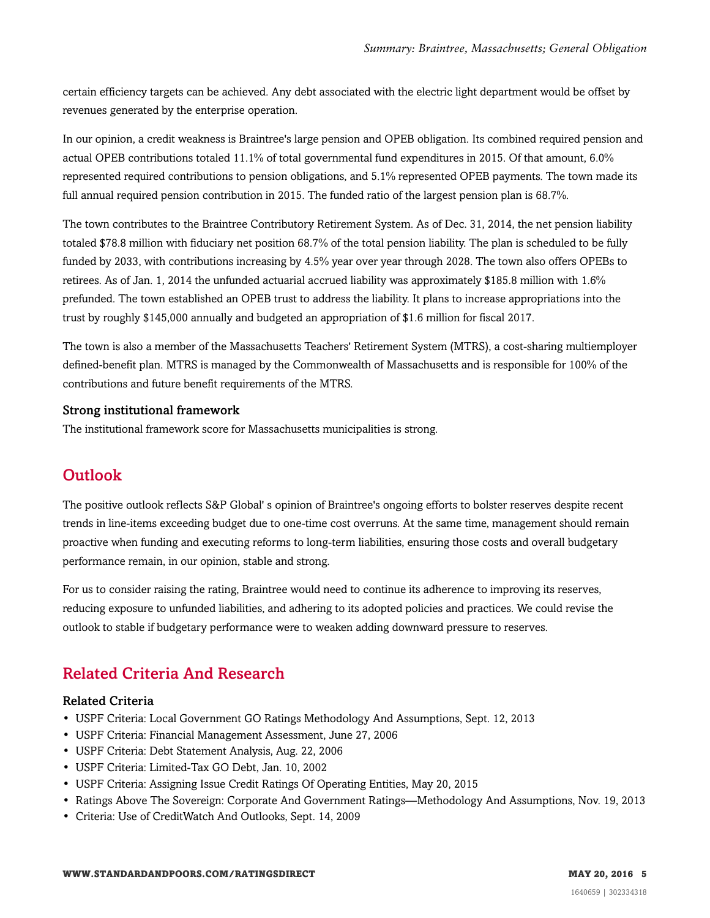certain efficiency targets can be achieved. Any debt associated with the electric light department would be offset by revenues generated by the enterprise operation.

In our opinion, a credit weakness is Braintree's large pension and OPEB obligation. Its combined required pension and actual OPEB contributions totaled 11.1% of total governmental fund expenditures in 2015. Of that amount, 6.0% represented required contributions to pension obligations, and 5.1% represented OPEB payments. The town made its full annual required pension contribution in 2015. The funded ratio of the largest pension plan is 68.7%.

The town contributes to the Braintree Contributory Retirement System. As of Dec. 31, 2014, the net pension liability totaled $78.8 million with fiduciary net position 68.7% of the total pension liability. The plan is scheduled to be fully funded by 2033, with contributions increasing by 4.5% year over year through 2028. The town also offers OPEBs to retirees. As of Jan. 1, 2014 the unfunded actuarial accrued liability was approximately $185.8 million with 1.6% prefunded. The town established an OPEB trust to address the liability. It plans to increase appropriations into the trust by roughly $145,000 annually and budgeted an appropriation of $1.6 million for fiscal 2017.

The town is also a member of the Massachusetts Teachers' Retirement System (MTRS), a cost-sharing multiemployer defined-benefit plan. MTRS is managed by the Commonwealth of Massachusetts and is responsible for 100% of the contributions and future benefit requirements of the MTRS.

### Strong institutional framework

The institutional framework score for Massachusetts municipalities is strong.

## Outlook

The positive outlook reflects S&P Global' s opinion of Braintree's ongoing efforts to bolster reserves despite recent trends in line-items exceeding budget due to one-time cost overruns. At the same time, management should remain proactive when funding and executing reforms to long-term liabilities, ensuring those costs and overall budgetary performance remain, in our opinion, stable and strong.

For us to consider raising the rating, Braintree would need to continue its adherence to improving its reserves, reducing exposure to unfunded liabilities, and adhering to its adopted policies and practices. We could revise the outlook to stable if budgetary performance were to weaken adding downward pressure to reserves.

## Related Criteria And Research

### Related Criteria

- USPF Criteria: Local Government GO Ratings Methodology And Assumptions, Sept. 12, 2013
- USPF Criteria: Financial Management Assessment, June 27, 2006
- USPF Criteria: Debt Statement Analysis, Aug. 22, 2006
- USPF Criteria: Limited-Tax GO Debt, Jan. 10, 2002
- USPF Criteria: Assigning Issue Credit Ratings Of Operating Entities, May 20, 2015
- Ratings Above The Sovereign: Corporate And Government Ratings—Methodology And Assumptions, Nov. 19, 2013
- Criteria: Use of CreditWatch And Outlooks, Sept. 14, 2009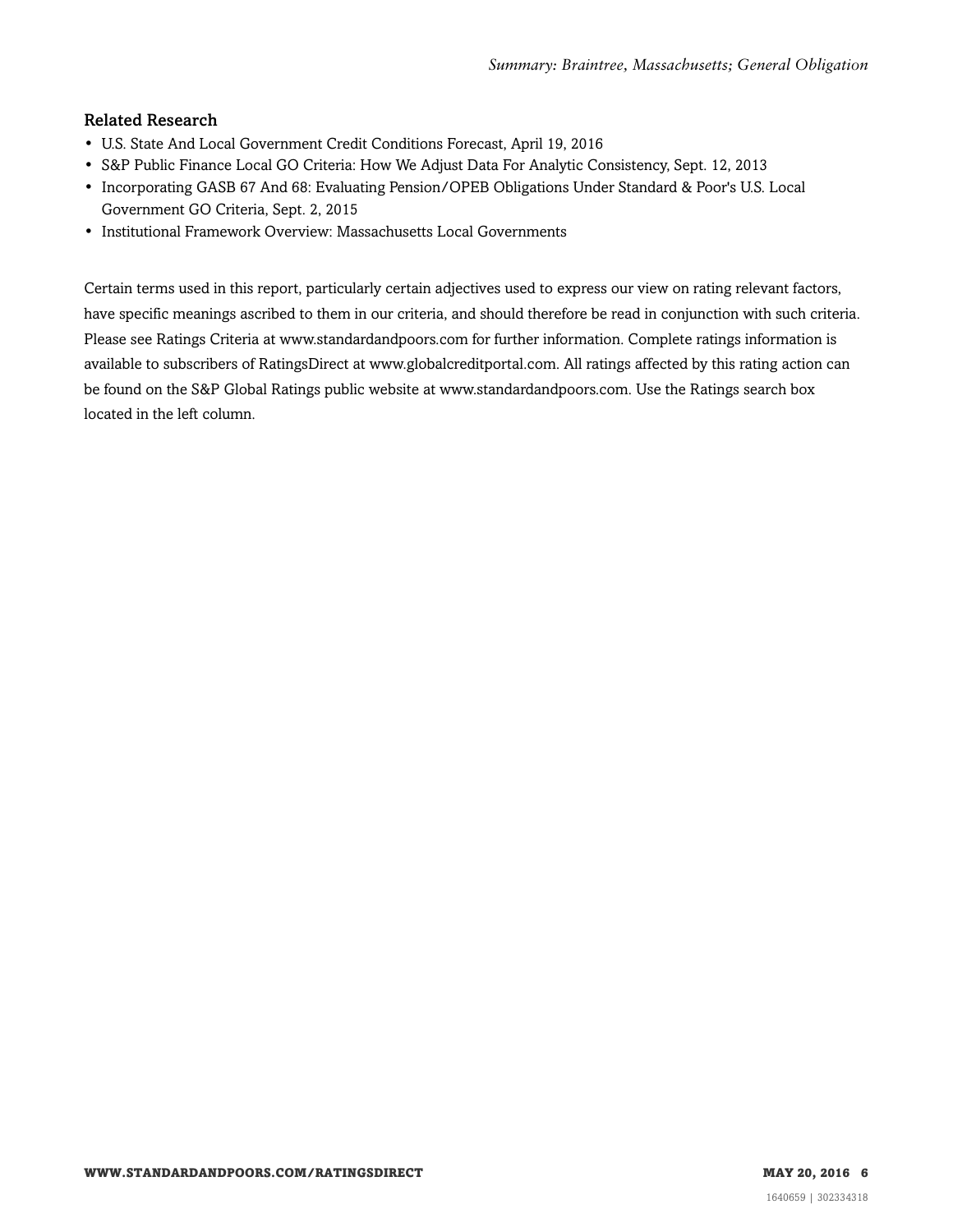### Related Research

- U.S. State And Local Government Credit Conditions Forecast, April 19, 2016
- S&P Public Finance Local GO Criteria: How We Adjust Data For Analytic Consistency, Sept. 12, 2013
- Incorporating GASB 67 And 68: Evaluating Pension/OPEB Obligations Under Standard & Poor's U.S. Local Government GO Criteria, Sept. 2, 2015
- Institutional Framework Overview: Massachusetts Local Governments

Certain terms used in this report, particularly certain adjectives used to express our view on rating relevant factors, have specific meanings ascribed to them in our criteria, and should therefore be read in conjunction with such criteria. Please see Ratings Criteria at www.standardandpoors.com for further information. Complete ratings information is available to subscribers of RatingsDirect at www.globalcreditportal.com. All ratings affected by this rating action can be found on the S&P Global Ratings public website at www.standardandpoors.com. Use the Ratings search box located in the left column.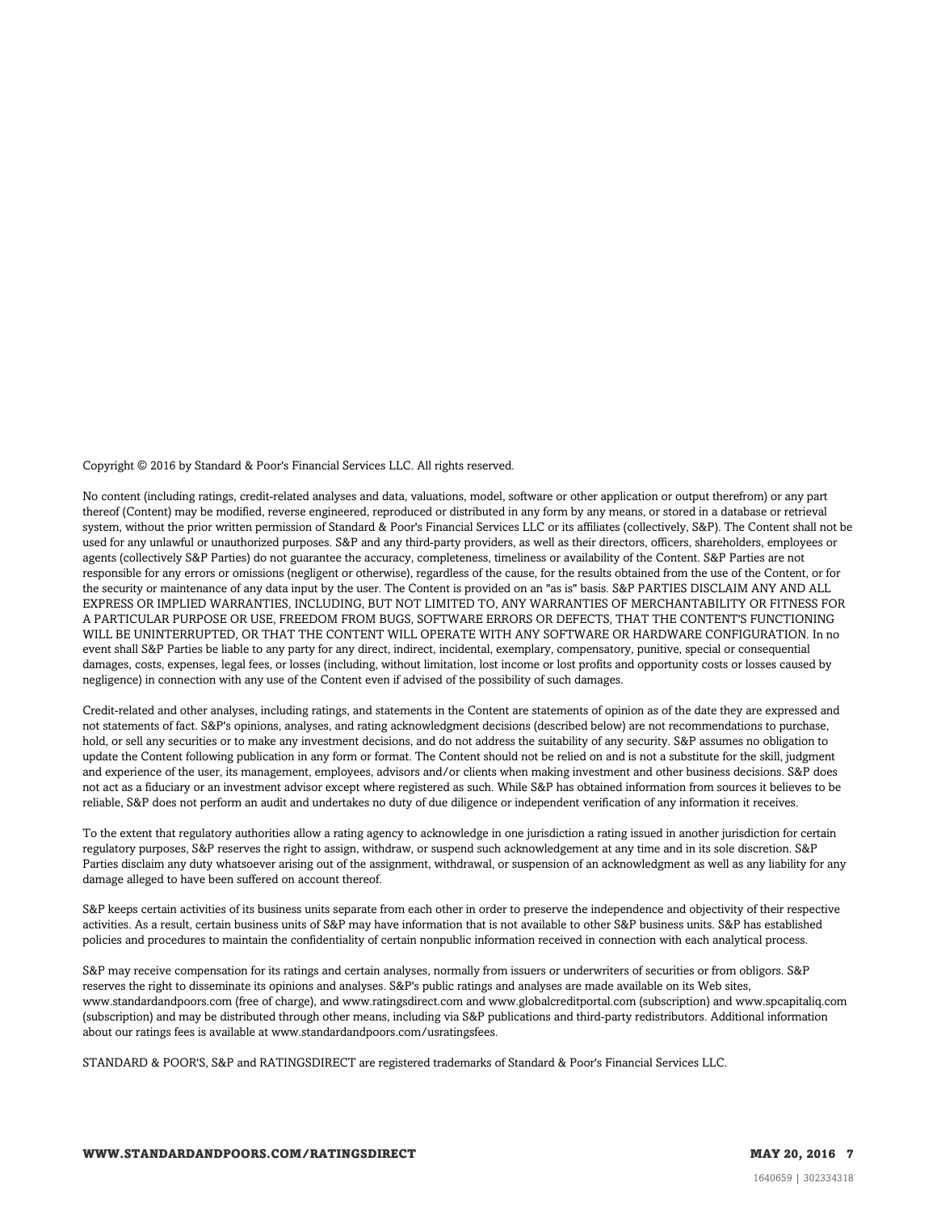Copyright © 2016 by Standard & Poor's Financial Services LLC. All rights reserved.

No content (including ratings, credit-related analyses and data, valuations, model, software or other application or output therefrom) or any part thereof (Content) may be modified, reverse engineered, reproduced or distributed in any form by any means, or stored in a database or retrieval system, without the prior written permission of Standard & Poor's Financial Services LLC or its affiliates (collectively, S&P). The Content shall not be used for any unlawful or unauthorized purposes. S&P and any third-party providers, as well as their directors, officers, shareholders, employees or agents (collectively S&P Parties) do not guarantee the accuracy, completeness, timeliness or availability of the Content. S&P Parties are not responsible for any errors or omissions (negligent or otherwise), regardless of the cause, for the results obtained from the use of the Content, or for the security or maintenance of any data input by the user. The Content is provided on an "as is" basis. S&P PARTIES DISCLAIM ANY AND ALL EXPRESS OR IMPLIED WARRANTIES, INCLUDING, BUT NOT LIMITED TO, ANY WARRANTIES OF MERCHANTABILITY OR FITNESS FOR A PARTICULAR PURPOSE OR USE, FREEDOM FROM BUGS, SOFTWARE ERRORS OR DEFECTS, THAT THE CONTENT'S FUNCTIONING WILL BE UNINTERRUPTED, OR THAT THE CONTENT WILL OPERATE WITH ANY SOFTWARE OR HARDWARE CONFIGURATION. In no event shall S&P Parties be liable to any party for any direct, indirect, incidental, exemplary, compensatory, punitive, special or consequential damages, costs, expenses, legal fees, or losses (including, without limitation, lost income or lost profits and opportunity costs or losses caused by negligence) in connection with any use of the Content even if advised of the possibility of such damages.

Credit-related and other analyses, including ratings, and statements in the Content are statements of opinion as of the date they are expressed and not statements of fact. S&P's opinions, analyses, and rating acknowledgment decisions (described below) are not recommendations to purchase, hold, or sell any securities or to make any investment decisions, and do not address the suitability of any security. S&P assumes no obligation to update the Content following publication in any form or format. The Content should not be relied on and is not a substitute for the skill, judgment and experience of the user, its management, employees, advisors and/or clients when making investment and other business decisions. S&P does not act as a fiduciary or an investment advisor except where registered as such. While S&P has obtained information from sources it believes to be reliable, S&P does not perform an audit and undertakes no duty of due diligence or independent verification of any information it receives.

To the extent that regulatory authorities allow a rating agency to acknowledge in one jurisdiction a rating issued in another jurisdiction for certain regulatory purposes, S&P reserves the right to assign, withdraw, or suspend such acknowledgement at any time and in its sole discretion. S&P Parties disclaim any duty whatsoever arising out of the assignment, withdrawal, or suspension of an acknowledgment as well as any liability for any damage alleged to have been suffered on account thereof.

S&P keeps certain activities of its business units separate from each other in order to preserve the independence and objectivity of their respective activities. As a result, certain business units of S&P may have information that is not available to other S&P business units. S&P has established policies and procedures to maintain the confidentiality of certain nonpublic information received in connection with each analytical process.

S&P may receive compensation for its ratings and certain analyses, normally from issuers or underwriters of securities or from obligors. S&P reserves the right to disseminate its opinions and analyses. S&P's public ratings and analyses are made available on its Web sites, www.standardandpoors.com (free of charge), and www.ratingsdirect.com and www.globalcreditportal.com (subscription) and www.spcapitaliq.com (subscription) and may be distributed through other means, including via S&P publications and third-party redistributors. Additional information about our ratings fees is available at www.standardandpoors.com/usratingsfees.

STANDARD & POOR'S, S&P and RATINGSDIRECT are registered trademarks of Standard & Poor's Financial Services LLC.